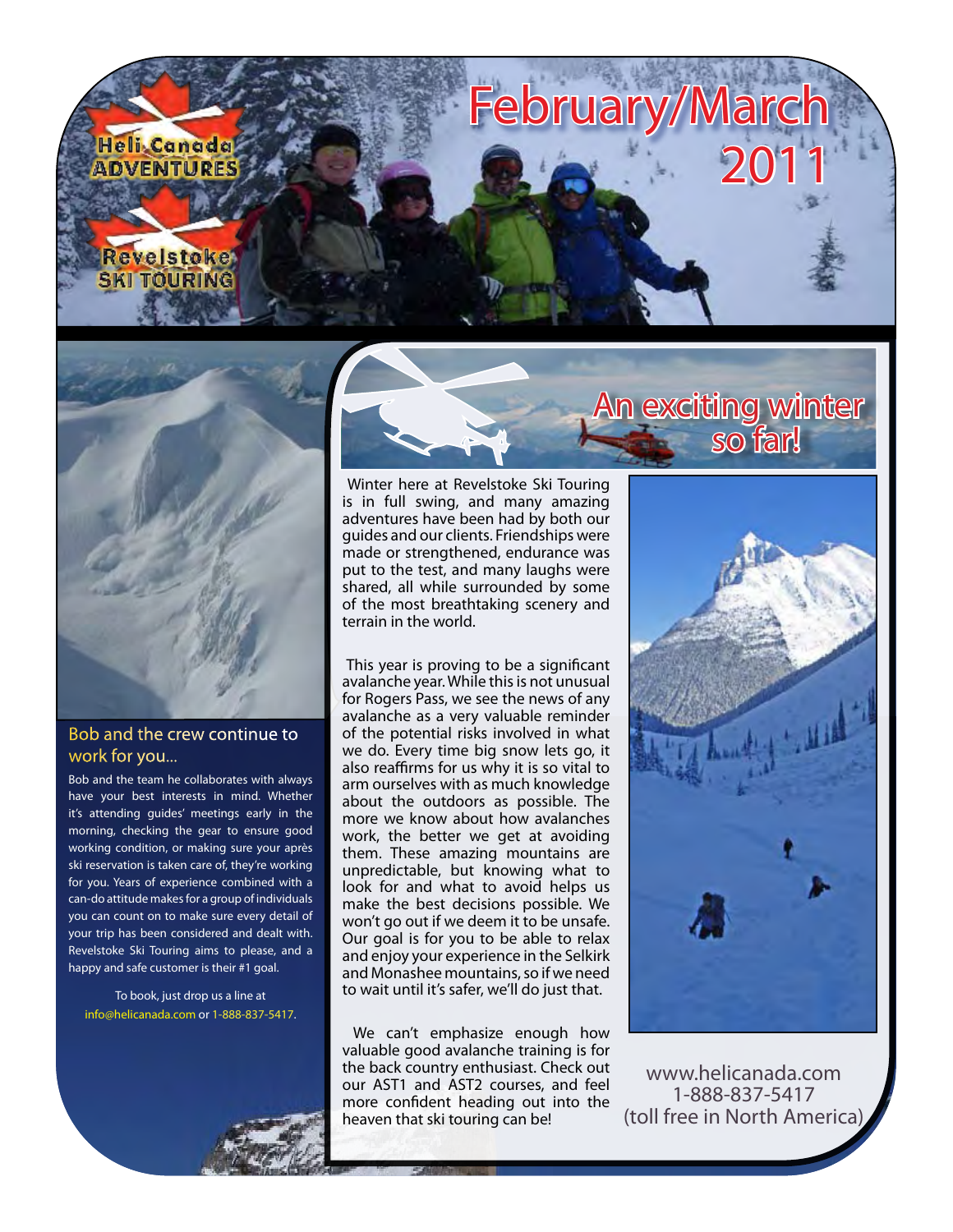Heli Canada ADVENTURES

Revelstoke SKI TOURING

# February/March 2011

## An exciting winter so far!

Winter here at Revelstoke Ski Touring is in full swing, and many amazing adventures have been had by both our guides and our clients. Friendships were made or strengthened, endurance was put to the test, and many laughs were shared, all while surrounded by some of the most breathtaking scenery and terrain in the world.

This year is proving to be a significant avalanche year. While this is not unusual for Rogers Pass, we see the news of any avalanche as a very valuable reminder of the potential risks involved in what we do. Every time big snow lets go, it also reaffirms for us why it is so vital to arm ourselves with as much knowledge about the outdoors as possible. The more we know about how avalanches work, the better we get at avoiding them. These amazing mountains are unpredictable, but knowing what to look for and what to avoid helps us make the best decisions possible. We won't go out if we deem it to be unsafe. Our goal is for you to be able to relax and enjoy your experience in the Selkirk and Monashee mountains, so if we need to wait until it's safer, we'll do just that.

We can't emphasize enough how valuable good avalanche training is for the back country enthusiast. Check out our AST1 and AST2 courses, and feel more confident heading out into the heaven that ski touring can be!

## Bob and the crew continue to work for you...

Bob and the team he collaborates with always have your best interests in mind. Whether it's attending guides' meetings early in the morning, checking the gear to ensure good working condition, or making sure your après ski reservation is taken care of, they're working for you. Years of experience combined with a can-do attitude makes for a group of individuals you can count on to make sure every detail of your trip has been considered and dealt with. Revelstoke Ski Touring aims to please, and a happy and safe customer is their #1 goal.

To book, just drop us a line at info@helicanada.com or 1-888-837-5417.

www.helicanada.com
1-888-837-5417
(toll free in North America)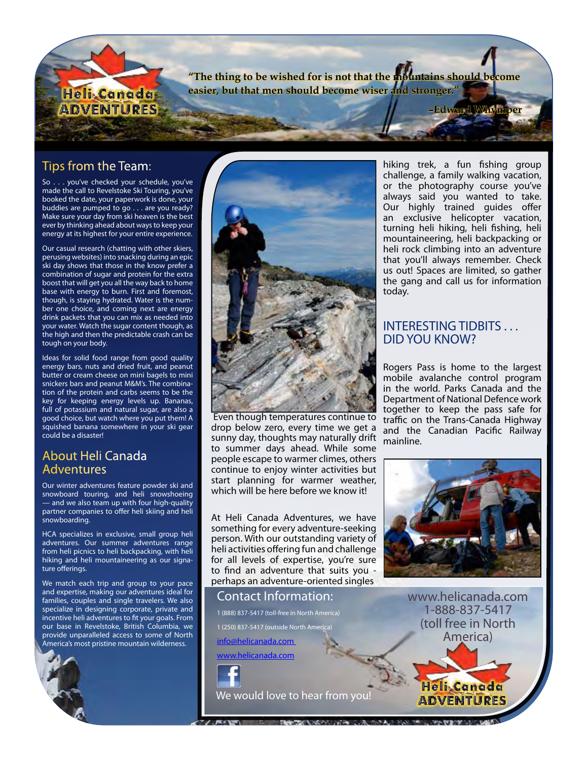Heli Canada ADVENTURES

*"The thing to be wished for is not that the mountains should become easier, but that men should become wiser and stronger."*

–Edward Whymper

## Tips from the Team:

So . . . you've checked your schedule, you've made the call to Revelstoke Ski Touring, you've booked the date, your paperwork is done, your buddies are pumped to go . . . are you ready? Make sure your day from ski heaven is the best ever by thinking ahead about ways to keep your energy at its highest for your entire experience.

Our casual research (chatting with other skiers, perusing websites) into snacking during an epic ski day shows that those in the know prefer a combination of sugar and protein for the extra boost that will get you all the way back to home base with energy to burn. First and foremost, though, is staying hydrated. Water is the number one choice, and coming next are energy drink packets that you can mix as needed into your water. Watch the sugar content though, as the high and then the predictable crash can be tough on your body.

Ideas for solid food range from good quality energy bars, nuts and dried fruit, and peanut butter or cream cheese on mini bagels to mini snickers bars and peanut M&M's. The combination of the protein and carbs seems to be the key for keeping energy levels up. Bananas, full of potassium and natural sugar, are also a good choice, but watch where you put them! A squished banana somewhere in your ski gear could be a disaster!

## About Heli Canada Adventures

Our winter adventures feature powder ski and snowboard touring, and heli snowshoeing — and we also team up with four high-quality partner companies to offer heli skiing and heli snowboarding.

HCA specializes in exclusive, small group heli adventures. Our summer adventures range from heli picnics to heli backpacking, with heli hiking and heli mountaineering as our signature offerings.

We match each trip and group to your pace and expertise, making our adventures ideal for families, couples and single travelers. We also specialize in designing corporate, private and incentive heli adventures to fit your goals. From our base in Revelstoke, British Columbia, we provide unparalleled access to some of North America's most pristine mountain wilderness.

Even though temperatures continue to drop below zero, every time we get a sunny day, thoughts may naturally drift to summer days ahead. While some people escape to warmer climes, others continue to enjoy winter activities but start planning for warmer weather, which will be here before we know it!

At Heli Canada Adventures, we have something for every adventure-seeking person. With our outstanding variety of heli activities offering fun and challenge for all levels of expertise, you're sure to find an adventure that suits you - perhaps an adventure-oriented singles hiking trek, a fun fishing group challenge, a family walking vacation, or the photography course you've always said you wanted to take. Our highly trained guides offer an exclusive helicopter vacation, turning heli hiking, heli fishing, heli mountaineering, heli backpacking or heli rock climbing into an adventure that you'll always remember. Check us out! Spaces are limited, so gather the gang and call us for information today.

## INTERESTING TIDBITS . . . DID YOU KNOW?

Rogers Pass is home to the largest mobile avalanche control program in the world. Parks Canada and the Department of National Defence work together to keep the pass safe for traffic on the Trans-Canada Highway and the Canadian Pacific Railway mainline.

## Contact Information:

1 (888) 837-5417 (toll-free in North America)

1 (250) 837-5417 (outside North America)

info@helicanada.com

www.helicanada.com

We would love to hear from you!

www.helicanada.com
1-888-837-5417
(toll free in North America)

Heli Canada ADVENTURES